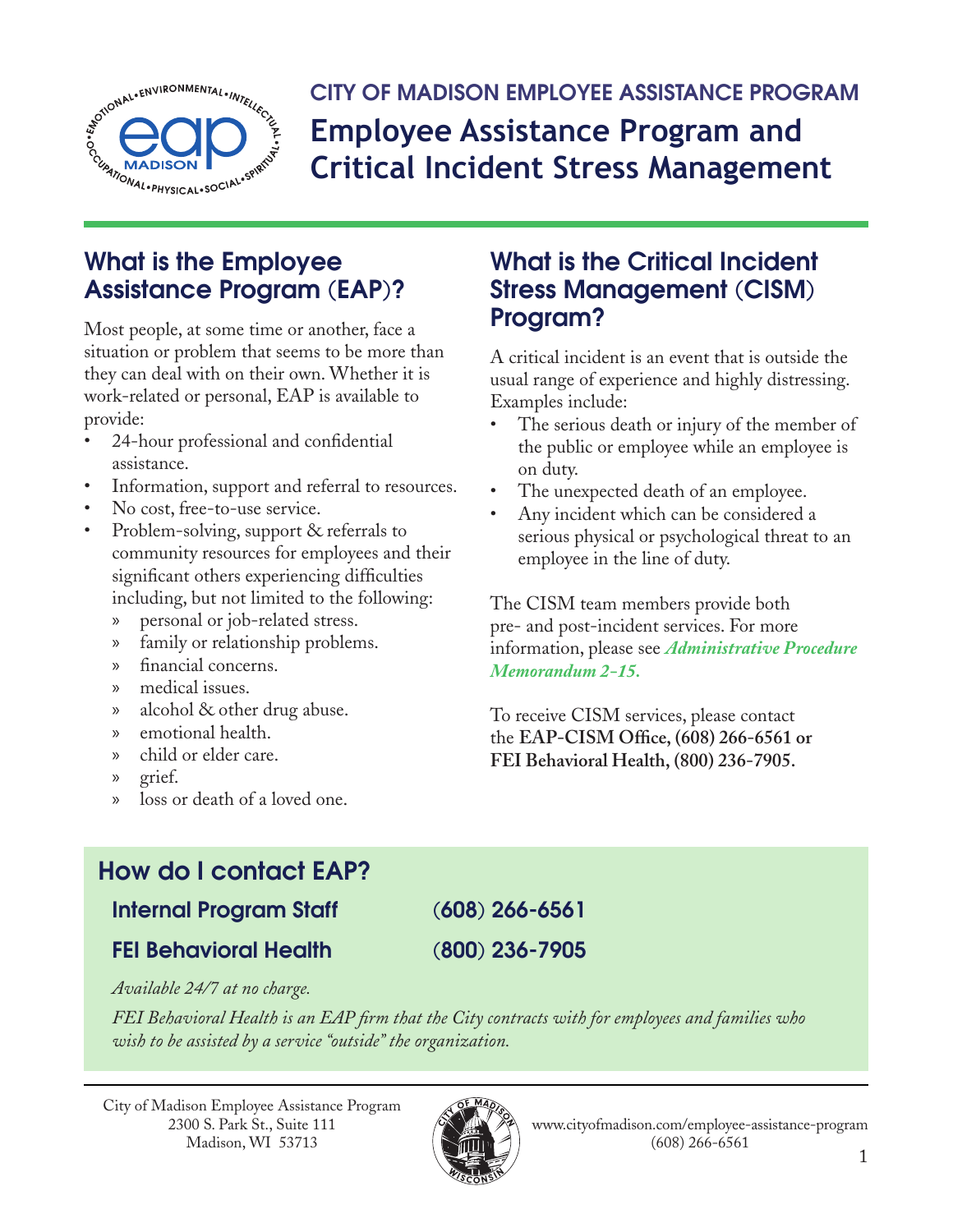CITY OF MADISON EMPLOYEE ASSISTANCE PROGRAM

# Employee Assistance Program and Critical Incident Stress Management

## What is the Employee Assistance Program (EAP)?

Most people, at some time or another, face a situation or problem that seems to be more than they can deal with on their own. Whether it is work-related or personal, EAP is available to provide:

- 24-hour professional and confidential assistance.
- Information, support and referral to resources.
- No cost, free-to-use service.
- Problem-solving, support & referrals to community resources for employees and their significant others experiencing difficulties including, but not limited to the following:
  - personal or job-related stress.
  - family or relationship problems.
  - financial concerns.
  - medical issues.
  - alcohol & other drug abuse.
  - emotional health.
  - child or elder care.
  - grief.
  - loss or death of a loved one.

## What is the Critical Incident Stress Management (CISM) Program?

A critical incident is an event that is outside the usual range of experience and highly distressing. Examples include:

- The serious death or injury of the member of the public or employee while an employee is on duty.
- The unexpected death of an employee.
- Any incident which can be considered a serious physical or psychological threat to an employee in the line of duty.

The CISM team members provide both pre- and post-incident services. For more information, please see ***Administrative Procedure Memorandum 2-15.***

To receive CISM services, please contact the **EAP-CISM Office, (608) 266-6561 or FEI Behavioral Health, (800) 236-7905.**

## How do I contact EAP?

**Internal Program Staff** (608) 266-6561

**FEI Behavioral Health** (800) 236-7905

*Available 24/7 at no charge.*

*FEI Behavioral Health is an EAP firm that the City contracts with for employees and families who wish to be assisted by a service "outside" the organization.*

City of Madison Employee Assistance Program
2300 S. Park St., Suite 111
Madison, WI 53713

www.cityofmadison.com/employee-assistance-program
(608) 266-6561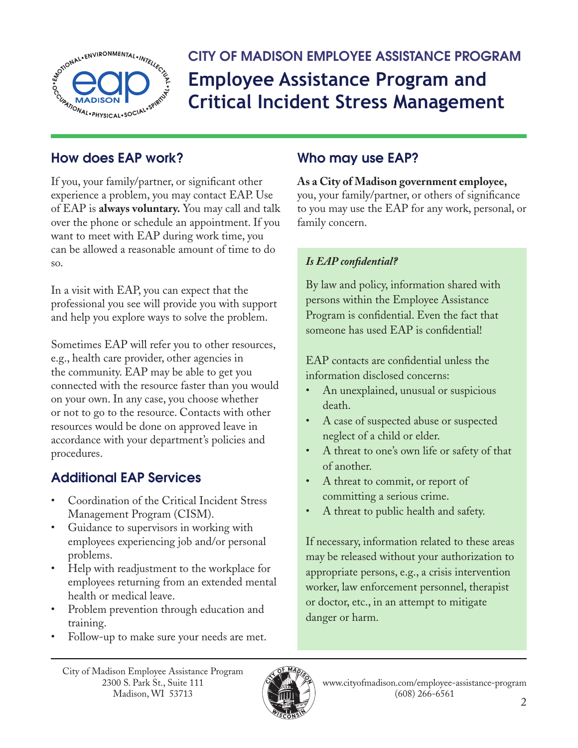CITY OF MADISON EMPLOYEE ASSISTANCE PROGRAM

# Employee Assistance Program and Critical Incident Stress Management

## How does EAP work?

If you, your family/partner, or significant other experience a problem, you may contact EAP. Use of EAP is **always voluntary.** You may call and talk over the phone or schedule an appointment. If you want to meet with EAP during work time, you can be allowed a reasonable amount of time to do so.

In a visit with EAP, you can expect that the professional you see will provide you with support and help you explore ways to solve the problem.

Sometimes EAP will refer you to other resources, e.g., health care provider, other agencies in the community. EAP may be able to get you connected with the resource faster than you would on your own. In any case, you choose whether or not to go to the resource. Contacts with other resources would be done on approved leave in accordance with your department's policies and procedures.

## Additional EAP Services

- Coordination of the Critical Incident Stress Management Program (CISM).
- Guidance to supervisors in working with employees experiencing job and/or personal problems.
- Help with readjustment to the workplace for employees returning from an extended mental health or medical leave.
- Problem prevention through education and training.
- Follow-up to make sure your needs are met.

## Who may use EAP?

**As a City of Madison government employee,** you, your family/partner, or others of significance to you may use the EAP for any work, personal, or family concern.

***Is EAP confidential?***

By law and policy, information shared with persons within the Employee Assistance Program is confidential. Even the fact that someone has used EAP is confidential!

EAP contacts are confidential unless the information disclosed concerns:

- An unexplained, unusual or suspicious death.
- A case of suspected abuse or suspected neglect of a child or elder.
- A threat to one's own life or safety of that of another.
- A threat to commit, or report of committing a serious crime.
- A threat to public health and safety.

If necessary, information related to these areas may be released without your authorization to appropriate persons, e.g., a crisis intervention worker, law enforcement personnel, therapist or doctor, etc., in an attempt to mitigate danger or harm.

City of Madison Employee Assistance Program
2300 S. Park St., Suite 111
Madison, WI 53713

www.cityofmadison.com/employee-assistance-program
(608) 266-6561